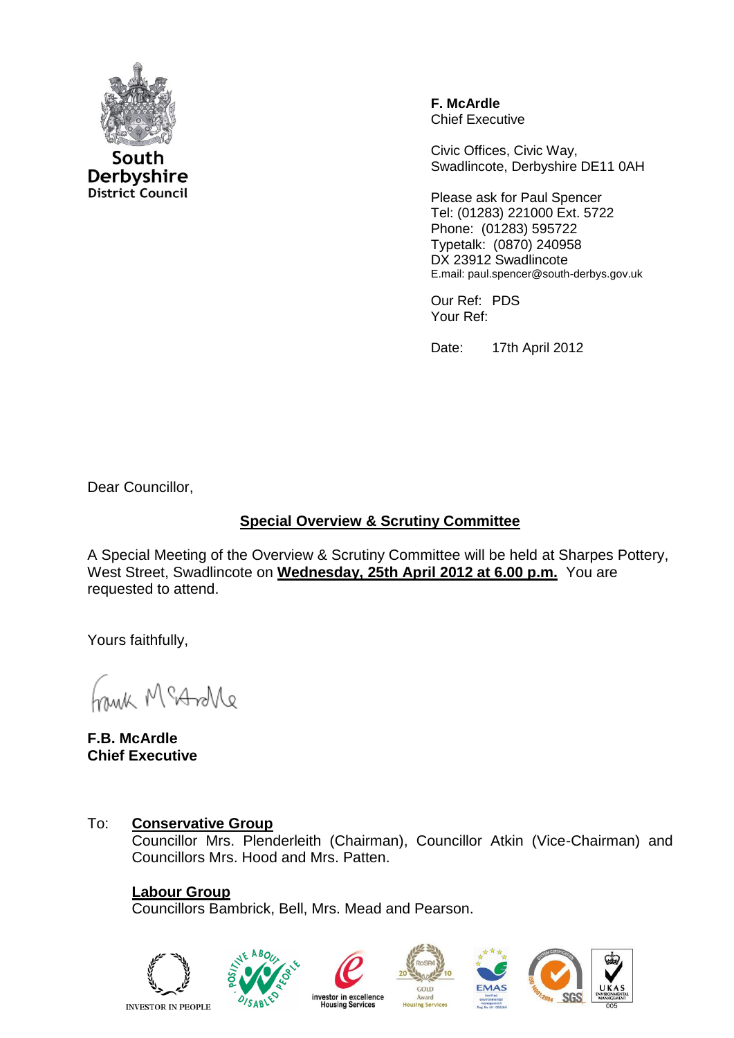South Derbyshire District Council

**F. McArdle**
Chief Executive

Civic Offices, Civic Way,
Swadlincote, Derbyshire DE11 0AH

Please ask for Paul Spencer
Tel: (01283) 221000 Ext. 5722
Phone: (01283) 595722
Typetalk: (0870) 240958
DX 23912 Swadlincote
E.mail: paul.spencer@south-derbys.gov.uk

Our Ref: PDS
Your Ref:

Date: 17th April 2012

Dear Councillor,

## Special Overview & Scrutiny Committee

A Special Meeting of the Overview & Scrutiny Committee will be held at Sharpes Pottery, West Street, Swadlincote on **Wednesday, 25th April 2012 at 6.00 p.m.** You are requested to attend.

Yours faithfully,

Frank McArdle

**F.B. McArdle**
**Chief Executive**

To: **Conservative Group**
Councillor Mrs. Plenderleith (Chairman), Councillor Atkin (Vice-Chairman) and Councillors Mrs. Hood and Mrs. Patten.

**Labour Group**
Councillors Bambrick, Bell, Mrs. Mead and Pearson.

INVESTOR IN PEOPLE | investor in excellence Housing Services | RoSPA GOLD Award 2010 Housing Services | EMAS | ISO 14001:2004 SGS | UKAS ENVIRONMENTAL MANAGEMENT 005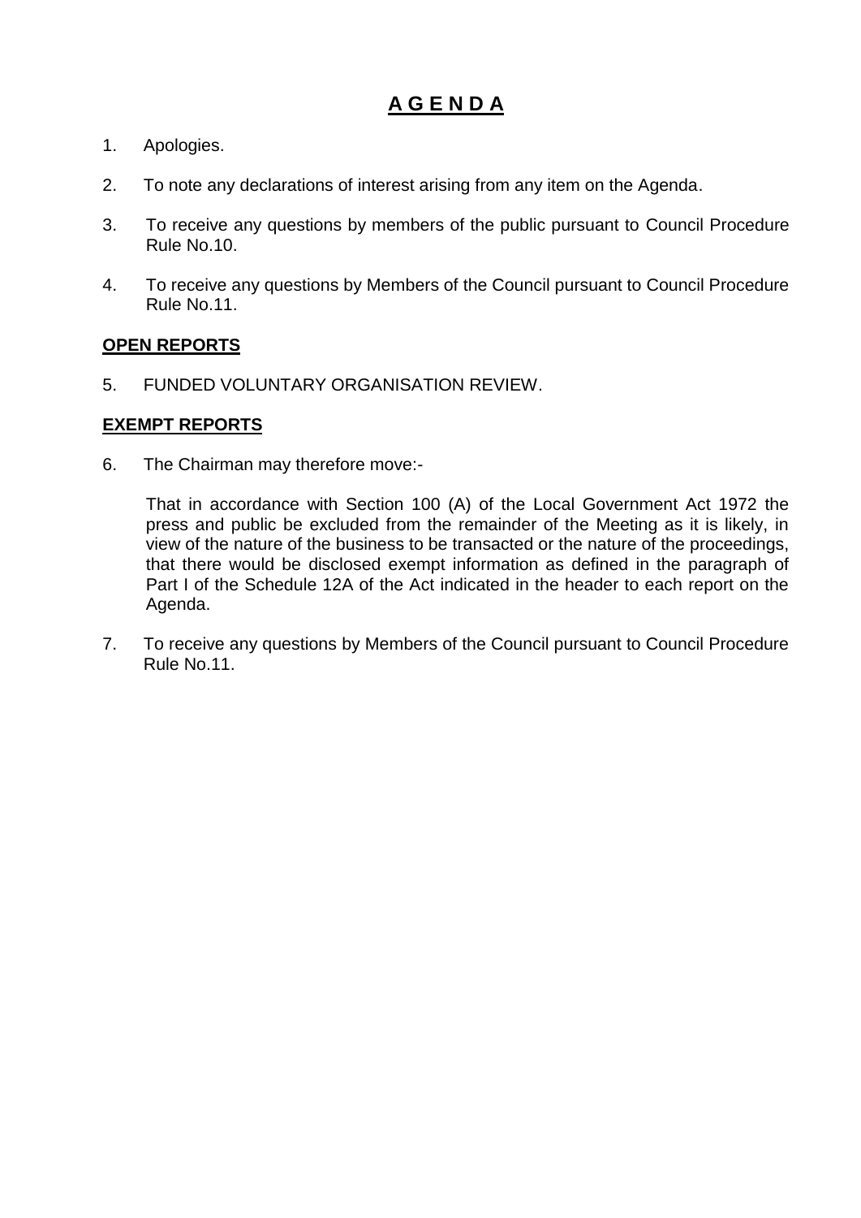# A G E N D A

1. Apologies.

2. To note any declarations of interest arising from any item on the Agenda.

3. To receive any questions by members of the public pursuant to Council Procedure Rule No.10.

4. To receive any questions by Members of the Council pursuant to Council Procedure Rule No.11.

**OPEN REPORTS**

5. FUNDED VOLUNTARY ORGANISATION REVIEW.

**EXEMPT REPORTS**

6. The Chairman may therefore move:-

   That in accordance with Section 100 (A) of the Local Government Act 1972 the press and public be excluded from the remainder of the Meeting as it is likely, in view of the nature of the business to be transacted or the nature of the proceedings, that there would be disclosed exempt information as defined in the paragraph of Part I of the Schedule 12A of the Act indicated in the header to each report on the Agenda.

7. To receive any questions by Members of the Council pursuant to Council Procedure Rule No.11.